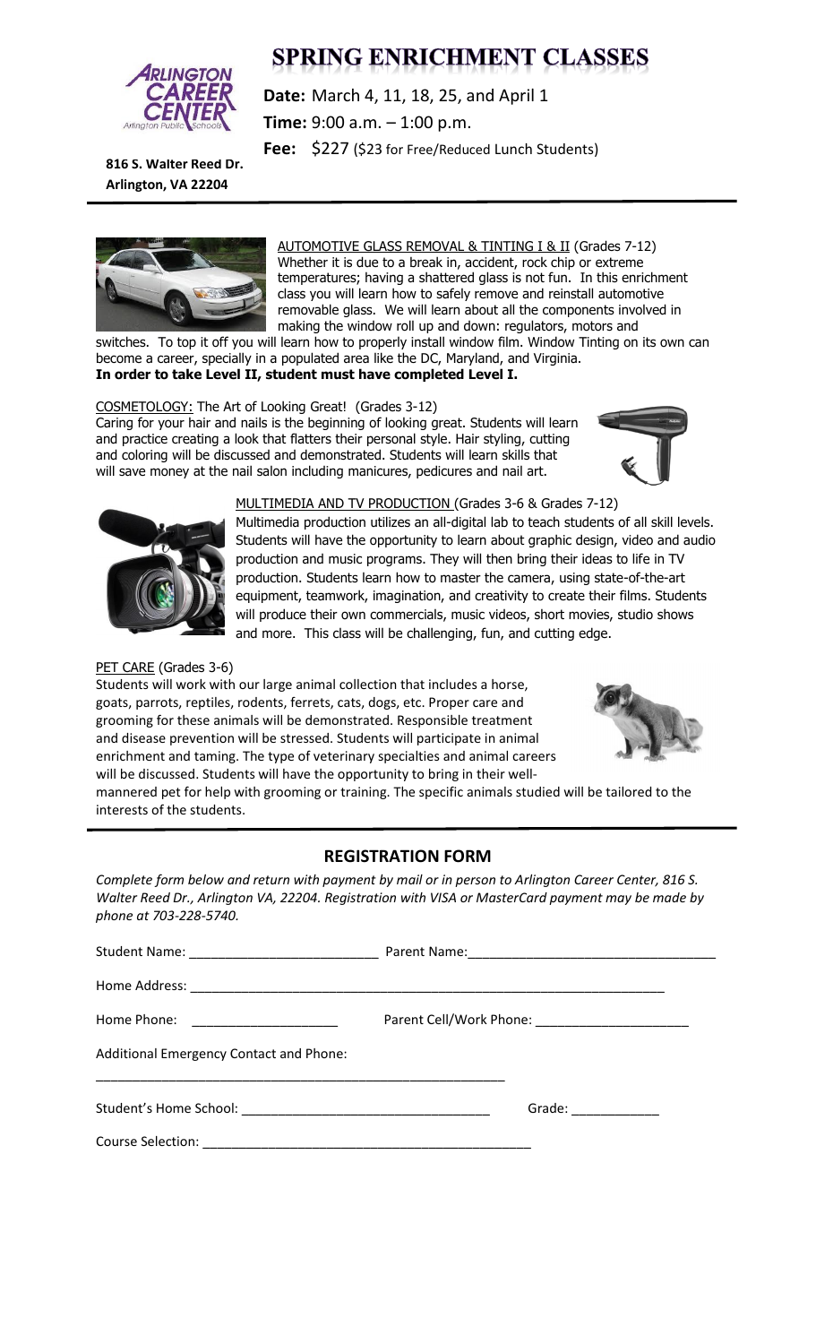# SPRING ENRICHMENT CLASSES

ARLINGTON CAREER CENTER
Arlington Public Schools

**816 S. Walter Reed Dr.**
**Arlington, VA 22204**

**Date:** March 4, 11, 18, 25, and April 1

**Time:** 9:00 a.m. – 1:00 p.m.

**Fee:** $227 ($23 for Free/Reduced Lunch Students)

---

AUTOMOTIVE GLASS REMOVAL & TINTING I & II (Grades 7-12)
Whether it is due to a break in, accident, rock chip or extreme temperatures; having a shattered glass is not fun. In this enrichment class you will learn how to safely remove and reinstall automotive removable glass. We will learn about all the components involved in making the window roll up and down: regulators, motors and switches. To top it off you will learn how to properly install window film. Window Tinting on its own can become a career, specially in a populated area like the DC, Maryland, and Virginia.
**In order to take Level II, student must have completed Level I.**

COSMETOLOGY: The Art of Looking Great! (Grades 3-12)
Caring for your hair and nails is the beginning of looking great. Students will learn and practice creating a look that flatters their personal style. Hair styling, cutting and coloring will be discussed and demonstrated. Students will learn skills that will save money at the nail salon including manicures, pedicures and nail art.

MULTIMEDIA AND TV PRODUCTION (Grades 3-6 & Grades 7-12)
Multimedia production utilizes an all-digital lab to teach students of all skill levels. Students will have the opportunity to learn about graphic design, video and audio production and music programs. They will then bring their ideas to life in TV production. Students learn how to master the camera, using state-of-the-art equipment, teamwork, imagination, and creativity to create their films. Students will produce their own commercials, music videos, short movies, studio shows and more. This class will be challenging, fun, and cutting edge.

PET CARE (Grades 3-6)
Students will work with our large animal collection that includes a horse, goats, parrots, reptiles, rodents, ferrets, cats, dogs, etc. Proper care and grooming for these animals will be demonstrated. Responsible treatment and disease prevention will be stressed. Students will participate in animal enrichment and taming. The type of veterinary specialties and animal careers will be discussed. Students will have the opportunity to bring in their well-mannered pet for help with grooming or training. The specific animals studied will be tailored to the interests of the students.

---

## REGISTRATION FORM

*Complete form below and return with payment by mail or in person to Arlington Career Center, 816 S. Walter Reed Dr., Arlington VA, 22204. Registration with VISA or MasterCard payment may be made by phone at 703-228-5740.*

Student Name: ___________________________ Parent Name: ___________________________________

Home Address: ______________________________________________________________________

Home Phone: ____________________ Parent Cell/Work Phone: ______________________

Additional Emergency Contact and Phone:

__________________________________________________________

Student's Home School: __________________________________ Grade: ____________

Course Selection: _____________________________________________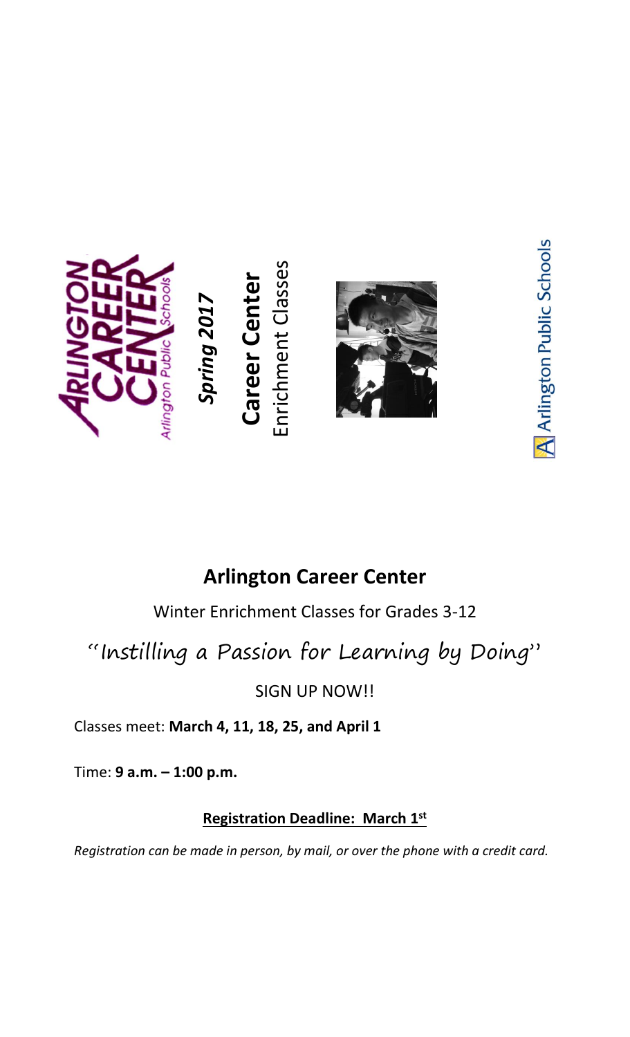Spring 2017

**Career Center**
Enrichment Classes

Arlington Public Schools

## Arlington Career Center

Winter Enrichment Classes for Grades 3-12

"Instilling a Passion for Learning by Doing"

SIGN UP NOW!!

Classes meet: **March 4, 11, 18, 25, and April 1**

Time: **9 a.m. – 1:00 p.m.**

**Registration Deadline: March 1st**

*Registration can be made in person, by mail, or over the phone with a credit card.*